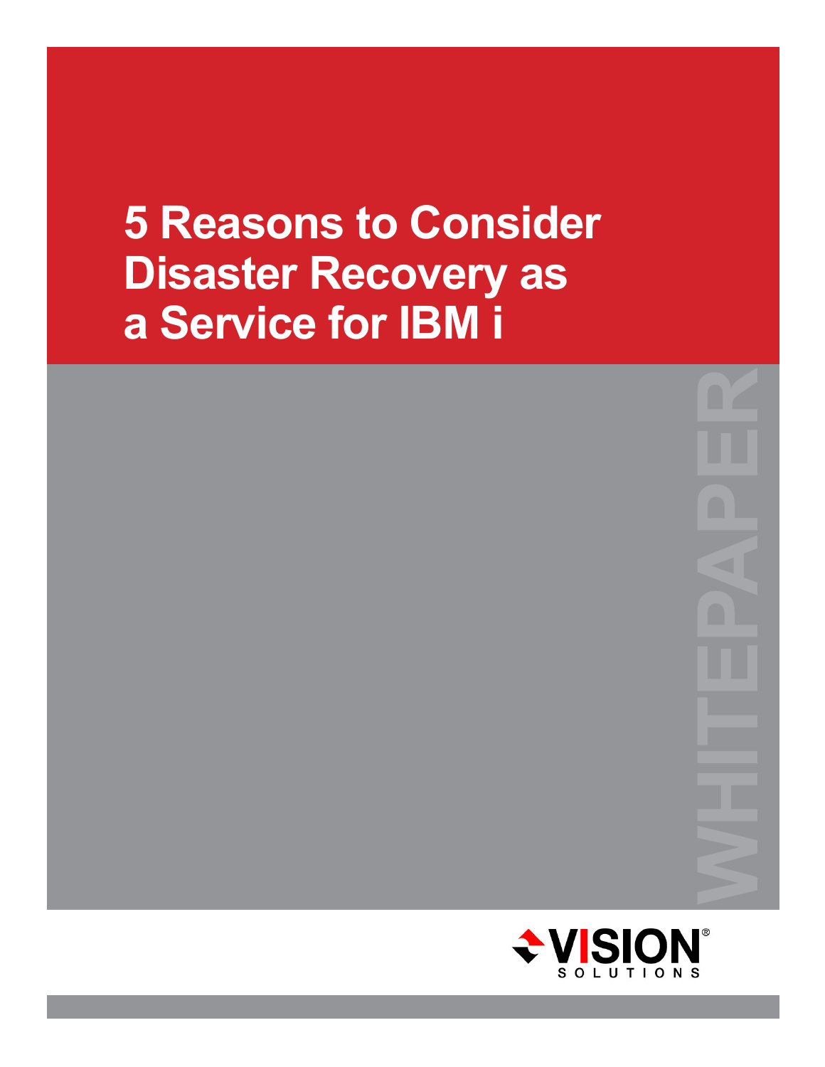# 5 Reasons to Consider Disaster Recovery as a Service for IBM i

WHITEPAPER

VISION® SOLUTIONS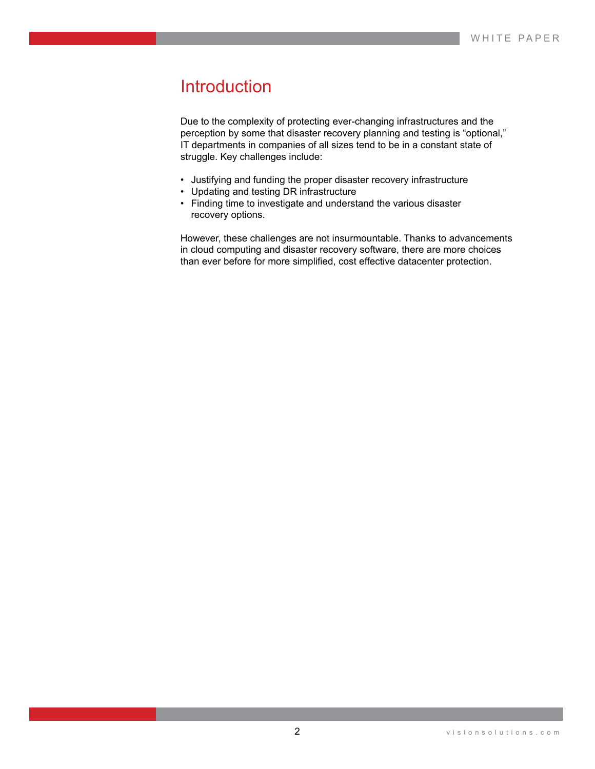# Introduction

Due to the complexity of protecting ever-changing infrastructures and the perception by some that disaster recovery planning and testing is "optional," IT departments in companies of all sizes tend to be in a constant state of struggle. Key challenges include:

- Justifying and funding the proper disaster recovery infrastructure
- Updating and testing DR infrastructure
- Finding time to investigate and understand the various disaster recovery options.

However, these challenges are not insurmountable. Thanks to advancements in cloud computing and disaster recovery software, there are more choices than ever before for more simplified, cost effective datacenter protection.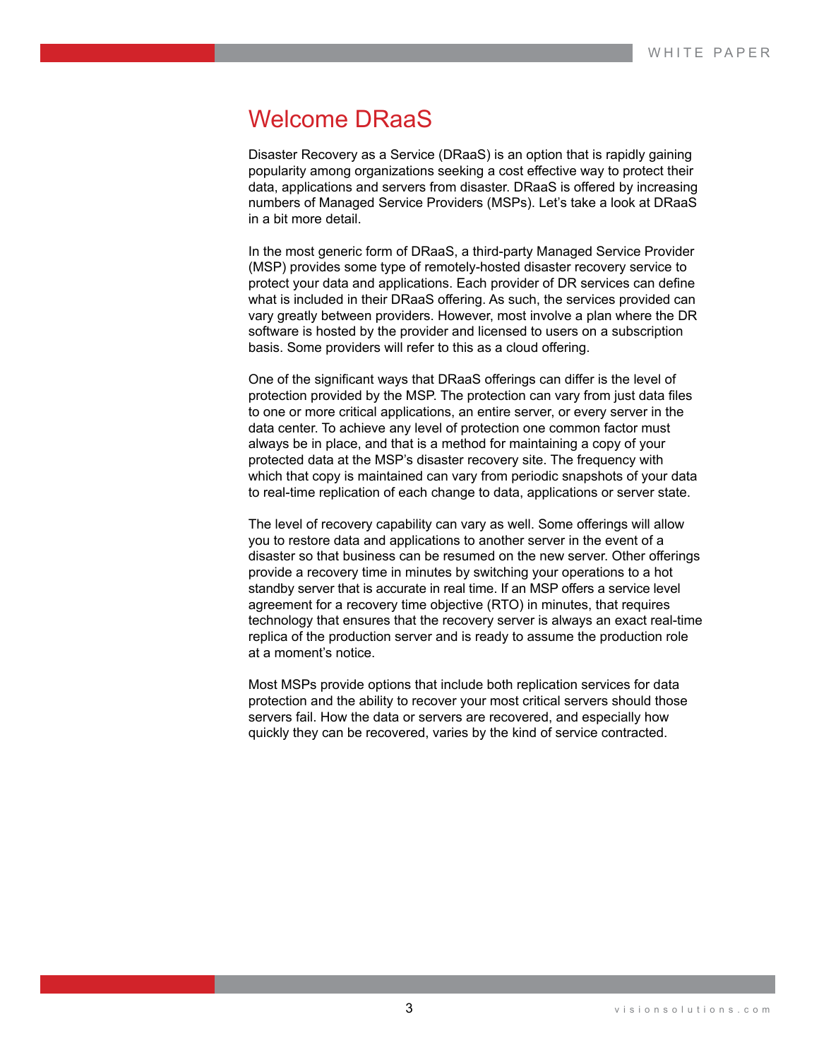# Welcome DRaaS

Disaster Recovery as a Service (DRaaS) is an option that is rapidly gaining popularity among organizations seeking a cost effective way to protect their data, applications and servers from disaster. DRaaS is offered by increasing numbers of Managed Service Providers (MSPs). Let's take a look at DRaaS in a bit more detail.

In the most generic form of DRaaS, a third-party Managed Service Provider (MSP) provides some type of remotely-hosted disaster recovery service to protect your data and applications. Each provider of DR services can define what is included in their DRaaS offering. As such, the services provided can vary greatly between providers. However, most involve a plan where the DR software is hosted by the provider and licensed to users on a subscription basis. Some providers will refer to this as a cloud offering.

One of the significant ways that DRaaS offerings can differ is the level of protection provided by the MSP. The protection can vary from just data files to one or more critical applications, an entire server, or every server in the data center. To achieve any level of protection one common factor must always be in place, and that is a method for maintaining a copy of your protected data at the MSP's disaster recovery site. The frequency with which that copy is maintained can vary from periodic snapshots of your data to real-time replication of each change to data, applications or server state.

The level of recovery capability can vary as well. Some offerings will allow you to restore data and applications to another server in the event of a disaster so that business can be resumed on the new server. Other offerings provide a recovery time in minutes by switching your operations to a hot standby server that is accurate in real time. If an MSP offers a service level agreement for a recovery time objective (RTO) in minutes, that requires technology that ensures that the recovery server is always an exact real-time replica of the production server and is ready to assume the production role at a moment's notice.

Most MSPs provide options that include both replication services for data protection and the ability to recover your most critical servers should those servers fail. How the data or servers are recovered, and especially how quickly they can be recovered, varies by the kind of service contracted.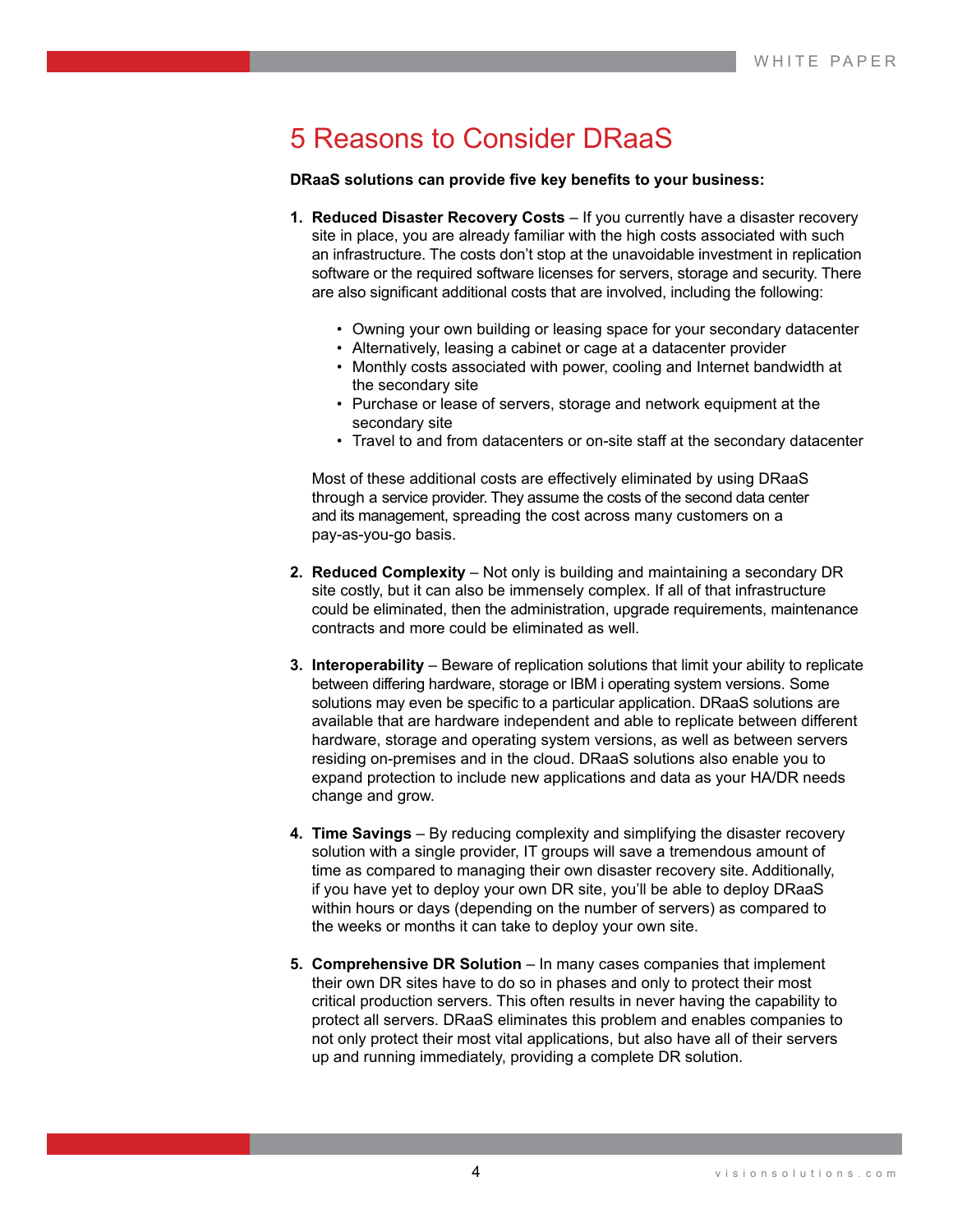# 5 Reasons to Consider DRaaS

**DRaaS solutions can provide five key benefits to your business:**

1. **Reduced Disaster Recovery Costs** – If you currently have a disaster recovery site in place, you are already familiar with the high costs associated with such an infrastructure. The costs don't stop at the unavoidable investment in replication software or the required software licenses for servers, storage and security. There are also significant additional costs that are involved, including the following:

    - Owning your own building or leasing space for your secondary datacenter
    - Alternatively, leasing a cabinet or cage at a datacenter provider
    - Monthly costs associated with power, cooling and Internet bandwidth at the secondary site
    - Purchase or lease of servers, storage and network equipment at the secondary site
    - Travel to and from datacenters or on-site staff at the secondary datacenter

    Most of these additional costs are effectively eliminated by using DRaaS through a service provider. They assume the costs of the second data center and its management, spreading the cost across many customers on a pay-as-you-go basis.

2. **Reduced Complexity** – Not only is building and maintaining a secondary DR site costly, but it can also be immensely complex. If all of that infrastructure could be eliminated, then the administration, upgrade requirements, maintenance contracts and more could be eliminated as well.

3. **Interoperability** – Beware of replication solutions that limit your ability to replicate between differing hardware, storage or IBM i operating system versions. Some solutions may even be specific to a particular application. DRaaS solutions are available that are hardware independent and able to replicate between different hardware, storage and operating system versions, as well as between servers residing on-premises and in the cloud. DRaaS solutions also enable you to expand protection to include new applications and data as your HA/DR needs change and grow.

4. **Time Savings** – By reducing complexity and simplifying the disaster recovery solution with a single provider, IT groups will save a tremendous amount of time as compared to managing their own disaster recovery site. Additionally, if you have yet to deploy your own DR site, you'll be able to deploy DRaaS within hours or days (depending on the number of servers) as compared to the weeks or months it can take to deploy your own site.

5. **Comprehensive DR Solution** – In many cases companies that implement their own DR sites have to do so in phases and only to protect their most critical production servers. This often results in never having the capability to protect all servers. DRaaS eliminates this problem and enables companies to not only protect their most vital applications, but also have all of their servers up and running immediately, providing a complete DR solution.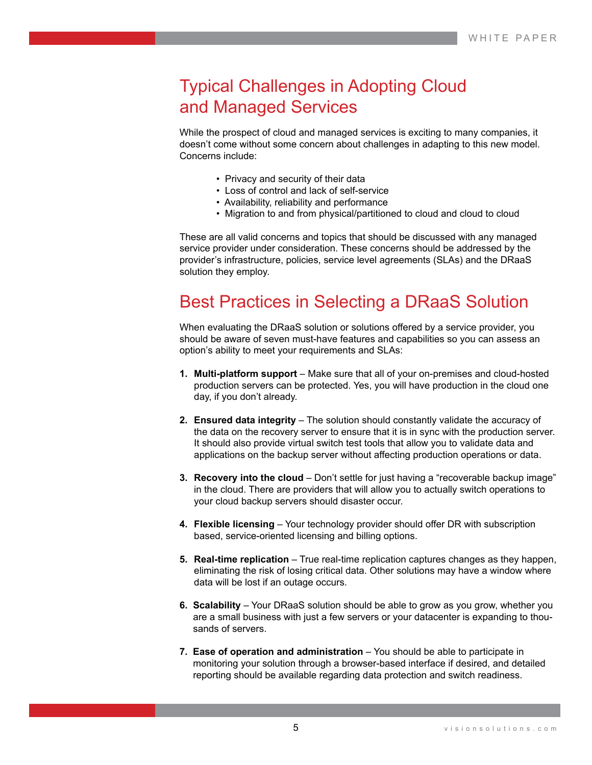## Typical Challenges in Adopting Cloud and Managed Services

While the prospect of cloud and managed services is exciting to many companies, it doesn't come without some concern about challenges in adapting to this new model. Concerns include:

- Privacy and security of their data
- Loss of control and lack of self-service
- Availability, reliability and performance
- Migration to and from physical/partitioned to cloud and cloud to cloud

These are all valid concerns and topics that should be discussed with any managed service provider under consideration. These concerns should be addressed by the provider's infrastructure, policies, service level agreements (SLAs) and the DRaaS solution they employ.

## Best Practices in Selecting a DRaaS Solution

When evaluating the DRaaS solution or solutions offered by a service provider, you should be aware of seven must-have features and capabilities so you can assess an option's ability to meet your requirements and SLAs:

1. **Multi-platform support** – Make sure that all of your on-premises and cloud-hosted production servers can be protected. Yes, you will have production in the cloud one day, if you don't already.

2. **Ensured data integrity** – The solution should constantly validate the accuracy of the data on the recovery server to ensure that it is in sync with the production server. It should also provide virtual switch test tools that allow you to validate data and applications on the backup server without affecting production operations or data.

3. **Recovery into the cloud** – Don't settle for just having a "recoverable backup image" in the cloud. There are providers that will allow you to actually switch operations to your cloud backup servers should disaster occur.

4. **Flexible licensing** – Your technology provider should offer DR with subscription based, service-oriented licensing and billing options.

5. **Real-time replication** – True real-time replication captures changes as they happen, eliminating the risk of losing critical data. Other solutions may have a window where data will be lost if an outage occurs.

6. **Scalability** – Your DRaaS solution should be able to grow as you grow, whether you are a small business with just a few servers or your datacenter is expanding to thousands of servers.

7. **Ease of operation and administration** – You should be able to participate in monitoring your solution through a browser-based interface if desired, and detailed reporting should be available regarding data protection and switch readiness.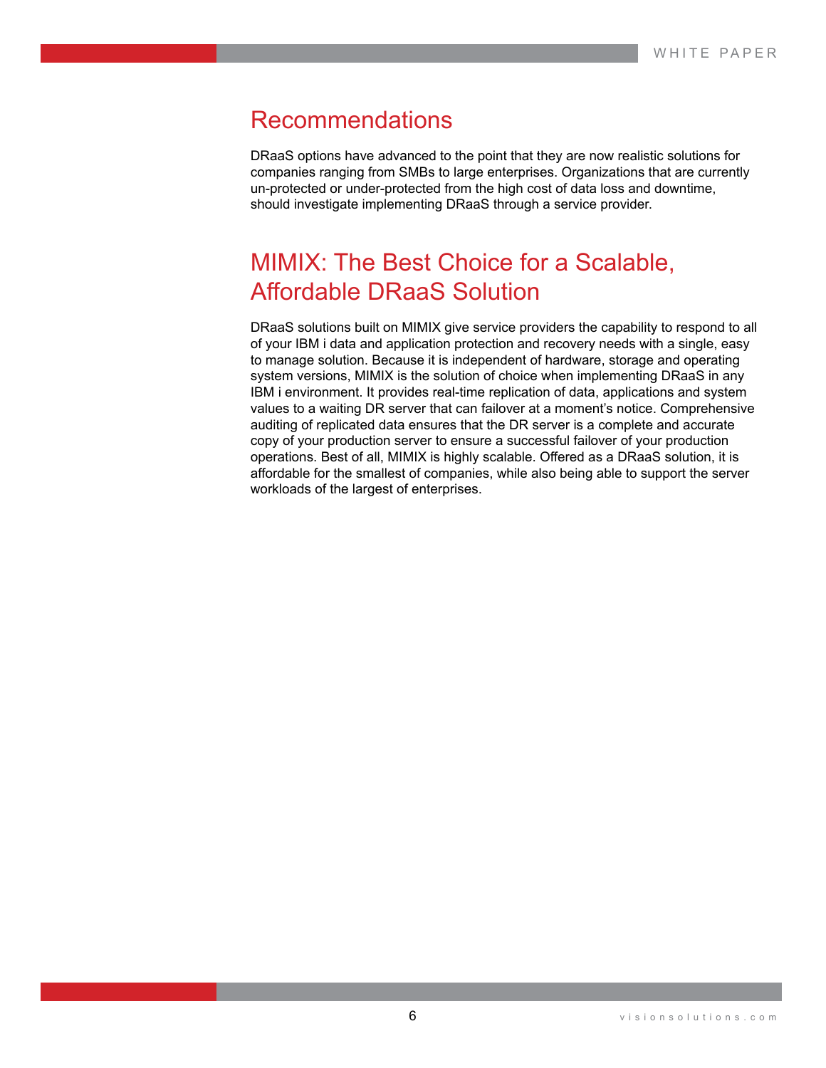## Recommendations

DRaaS options have advanced to the point that they are now realistic solutions for companies ranging from SMBs to large enterprises. Organizations that are currently un-protected or under-protected from the high cost of data loss and downtime, should investigate implementing DRaaS through a service provider.

## MIMIX: The Best Choice for a Scalable, Affordable DRaaS Solution

DRaaS solutions built on MIMIX give service providers the capability to respond to all of your IBM i data and application protection and recovery needs with a single, easy to manage solution. Because it is independent of hardware, storage and operating system versions, MIMIX is the solution of choice when implementing DRaaS in any IBM i environment. It provides real-time replication of data, applications and system values to a waiting DR server that can failover at a moment's notice. Comprehensive auditing of replicated data ensures that the DR server is a complete and accurate copy of your production server to ensure a successful failover of your production operations. Best of all, MIMIX is highly scalable. Offered as a DRaaS solution, it is affordable for the smallest of companies, while also being able to support the server workloads of the largest of enterprises.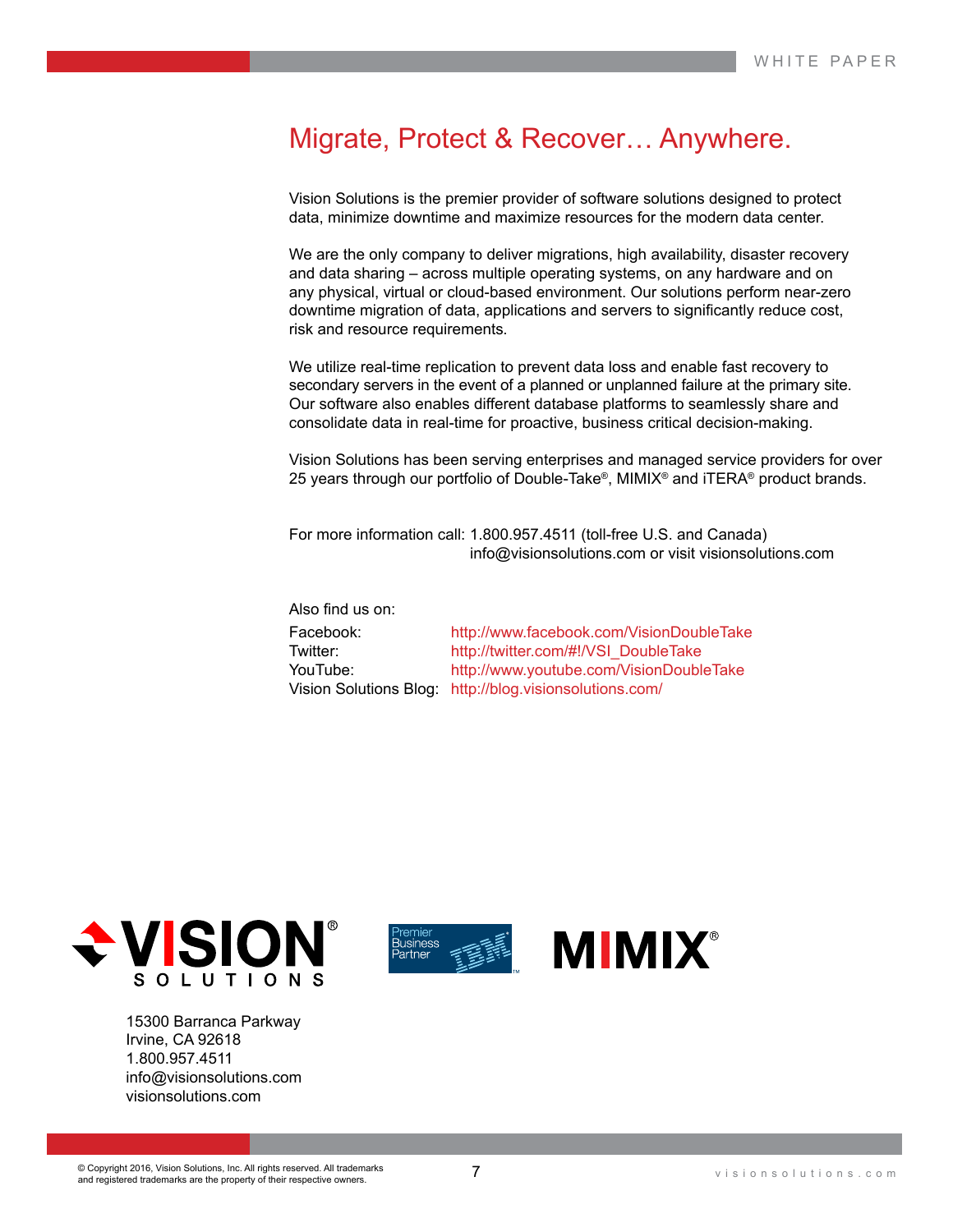# Migrate, Protect & Recover… Anywhere.

Vision Solutions is the premier provider of software solutions designed to protect data, minimize downtime and maximize resources for the modern data center.

We are the only company to deliver migrations, high availability, disaster recovery and data sharing – across multiple operating systems, on any hardware and on any physical, virtual or cloud-based environment. Our solutions perform near-zero downtime migration of data, applications and servers to significantly reduce cost, risk and resource requirements.

We utilize real-time replication to prevent data loss and enable fast recovery to secondary servers in the event of a planned or unplanned failure at the primary site. Our software also enables different database platforms to seamlessly share and consolidate data in real-time for proactive, business critical decision-making.

Vision Solutions has been serving enterprises and managed service providers for over 25 years through our portfolio of Double-Take®, MIMIX® and iTERA® product brands.

For more information call: 1.800.957.4511 (toll-free U.S. and Canada)
info@visionsolutions.com or visit visionsolutions.com

Also find us on:

| | |
|---|---|
| Facebook: | http://www.facebook.com/VisionDoubleTake |
| Twitter: | http://twitter.com/#!/VSI_DoubleTake |
| YouTube: | http://www.youtube.com/VisionDoubleTake |
| Vision Solutions Blog: | http://blog.visionsolutions.com/ |

VISION® SOLUTIONS

Premier Business Partner IBM

MIMIX®

15300 Barranca Parkway
Irvine, CA 92618
1.800.957.4511
info@visionsolutions.com
visionsolutions.com

© Copyright 2016, Vision Solutions, Inc. All rights reserved. All trademarks and registered trademarks are the property of their respective owners.